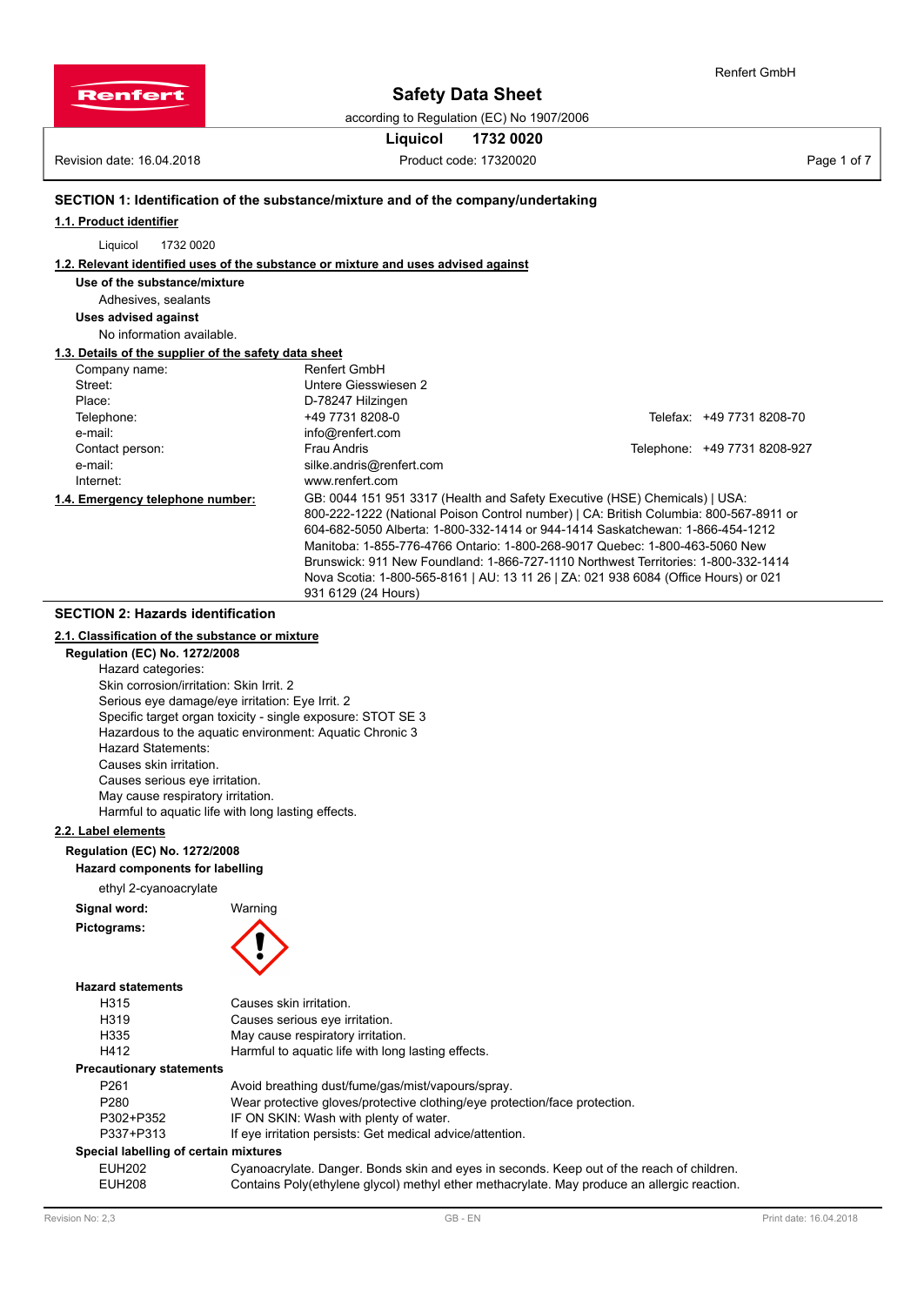# Safety Data Sheet

according to Regulation (EC) No 1907/2006

**Liquicol 1732 0020**

Revision date: 16.04.2018 — Product code: 17320020

## SECTION 1: Identification of the substance/mixture and of the company/undertaking

### 1.1. Product identifier

Liquicol 1732 0020

### 1.2. Relevant identified uses of the substance or mixture and uses advised against

**Use of the substance/mixture**

Adhesives, sealants

**Uses advised against**

No information available.

### 1.3. Details of the supplier of the safety data sheet

| | | |
|---|---|---|
| Company name: | Renfert GmbH | |
| Street: | Untere Giesswiesen 2 | |
| Place: | D-78247 Hilzingen | |
| Telephone: | +49 7731 8208-0 | Telefax: +49 7731 8208-70 |
| e-mail: | info@renfert.com | |
| Contact person: | Frau Andris | Telephone: +49 7731 8208-927 |
| e-mail: | silke.andris@renfert.com | |
| Internet: | www.renfert.com | |

### 1.4. Emergency telephone number:

GB: 0044 151 951 3317 (Health and Safety Executive (HSE) Chemicals) | USA: 800-222-1222 (National Poison Control number) | CA: British Columbia: 800-567-8911 or 604-682-5050 Alberta: 1-800-332-1414 or 944-1414 Saskatchewan: 1-866-454-1212 Manitoba: 1-855-776-4766 Ontario: 1-800-268-9017 Quebec: 1-800-463-5060 New Brunswick: 911 New Foundland: 1-866-727-1110 Northwest Territories: 1-800-332-1414 Nova Scotia: 1-800-565-8161 | AU: 13 11 26 | ZA: 021 938 6084 (Office Hours) or 021 931 6129 (24 Hours)

## SECTION 2: Hazards identification

### 2.1. Classification of the substance or mixture

**Regulation (EC) No. 1272/2008**

Hazard categories:
Skin corrosion/irritation: Skin Irrit. 2
Serious eye damage/eye irritation: Eye Irrit. 2
Specific target organ toxicity - single exposure: STOT SE 3
Hazardous to the aquatic environment: Aquatic Chronic 3
Hazard Statements:
Causes skin irritation.
Causes serious eye irritation.
May cause respiratory irritation.
Harmful to aquatic life with long lasting effects.

### 2.2. Label elements

**Regulation (EC) No. 1272/2008**

**Hazard components for labelling**

ethyl 2-cyanoacrylate

**Signal word:** Warning

**Pictograms:**

**Hazard statements**

| | |
|---|---|
| H315 | Causes skin irritation. |
| H319 | Causes serious eye irritation. |
| H335 | May cause respiratory irritation. |
| H412 | Harmful to aquatic life with long lasting effects. |

**Precautionary statements**

| | |
|---|---|
| P261 | Avoid breathing dust/fume/gas/mist/vapours/spray. |
| P280 | Wear protective gloves/protective clothing/eye protection/face protection. |
| P302+P352 | IF ON SKIN: Wash with plenty of water. |
| P337+P313 | If eye irritation persists: Get medical advice/attention. |

**Special labelling of certain mixtures**

| | |
|---|---|
| EUH202 | Cyanoacrylate. Danger. Bonds skin and eyes in seconds. Keep out of the reach of children. |
| EUH208 | Contains Poly(ethylene glycol) methyl ether methacrylate. May produce an allergic reaction. |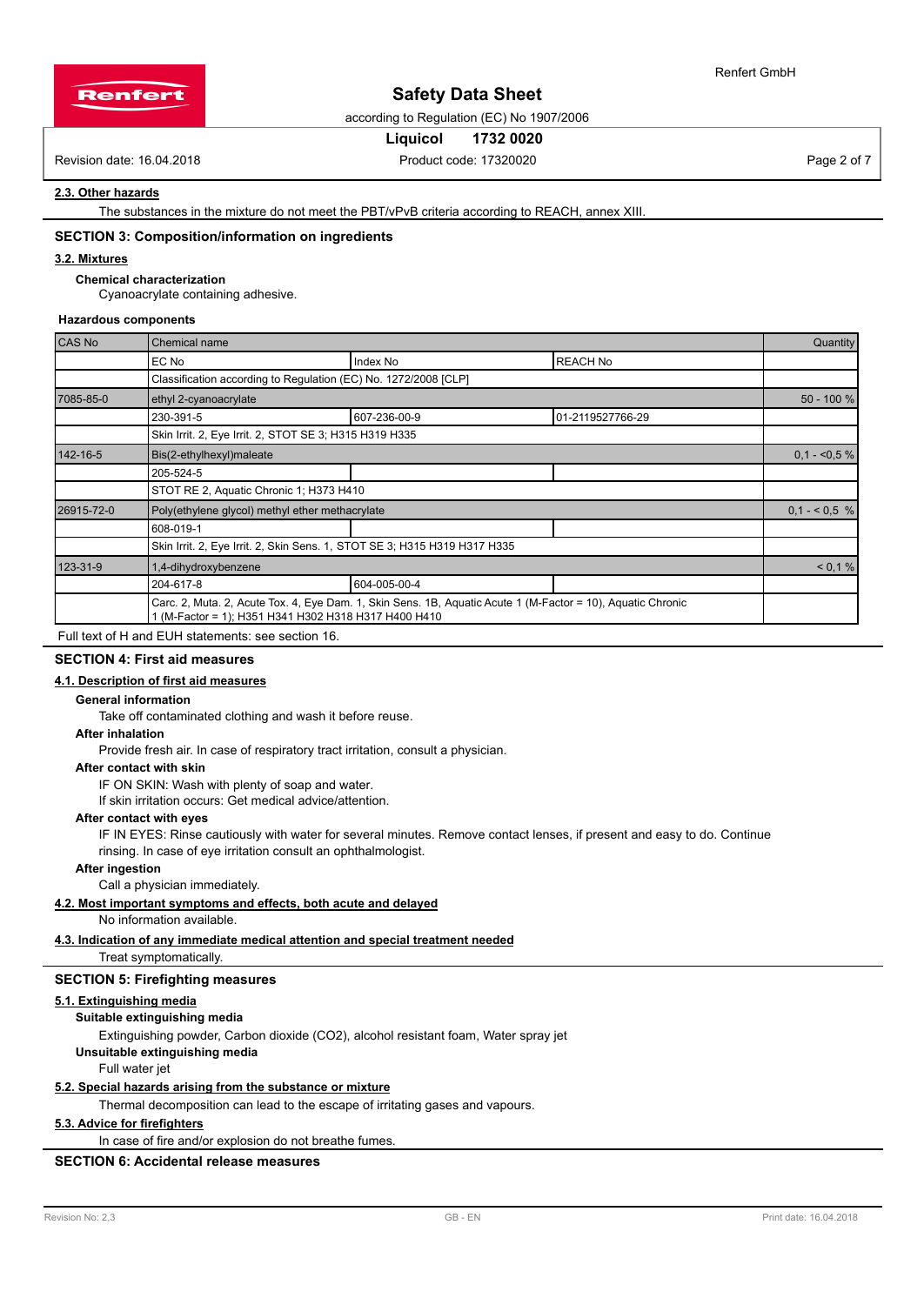### 2.3. Other hazards

The substances in the mixture do not meet the PBT/vPvB criteria according to REACH, annex XIII.

## SECTION 3: Composition/information on ingredients

### 3.2. Mixtures

**Chemical characterization**

Cyanoacrylate containing adhesive.

**Hazardous components**

| CAS No | Chemical name | | | Quantity |
|---|---|---|---|---|
| | EC No | Index No | REACH No | |
| | Classification according to Regulation (EC) No. 1272/2008 [CLP] | | | |
| 7085-85-0 | ethyl 2-cyanoacrylate | | | 50 - 100 % |
| | 230-391-5 | 607-236-00-9 | 01-2119527766-29 | |
| | Skin Irrit. 2, Eye Irrit. 2, STOT SE 3; H315 H319 H335 | | | |
| 142-16-5 | Bis(2-ethylhexyl)maleate | | | 0,1 - <0,5 % |
| | 205-524-5 | | | |
| | STOT RE 2, Aquatic Chronic 1; H373 H410 | | | |
| 26915-72-0 | Poly(ethylene glycol) methyl ether methacrylate | | | 0,1 - < 0,5 % |
| | 608-019-1 | | | |
| | Skin Irrit. 2, Eye Irrit. 2, Skin Sens. 1, STOT SE 3; H315 H319 H317 H335 | | | |
| 123-31-9 | 1,4-dihydroxybenzene | | | < 0,1 % |
| | 204-617-8 | 604-005-00-4 | | |
| | Carc. 2, Muta. 2, Acute Tox. 4, Eye Dam. 1, Skin Sens. 1B, Aquatic Acute 1 (M-Factor = 10), Aquatic Chronic 1 (M-Factor = 1); H351 H341 H302 H318 H317 H400 H410 | | | |

Full text of H and EUH statements: see section 16.

## SECTION 4: First aid measures

### 4.1. Description of first aid measures

**General information**

Take off contaminated clothing and wash it before reuse.

**After inhalation**

Provide fresh air. In case of respiratory tract irritation, consult a physician.

**After contact with skin**

IF ON SKIN: Wash with plenty of soap and water.
If skin irritation occurs: Get medical advice/attention.

**After contact with eyes**

IF IN EYES: Rinse cautiously with water for several minutes. Remove contact lenses, if present and easy to do. Continue rinsing. In case of eye irritation consult an ophthalmologist.

**After ingestion**

Call a physician immediately.

### 4.2. Most important symptoms and effects, both acute and delayed

No information available.

### 4.3. Indication of any immediate medical attention and special treatment needed

Treat symptomatically.

## SECTION 5: Firefighting measures

### 5.1. Extinguishing media

**Suitable extinguishing media**

Extinguishing powder, Carbon dioxide (CO2), alcohol resistant foam, Water spray jet

**Unsuitable extinguishing media**

Full water jet

### 5.2. Special hazards arising from the substance or mixture

Thermal decomposition can lead to the escape of irritating gases and vapours.

### 5.3. Advice for firefighters

In case of fire and/or explosion do not breathe fumes.

## SECTION 6: Accidental release measures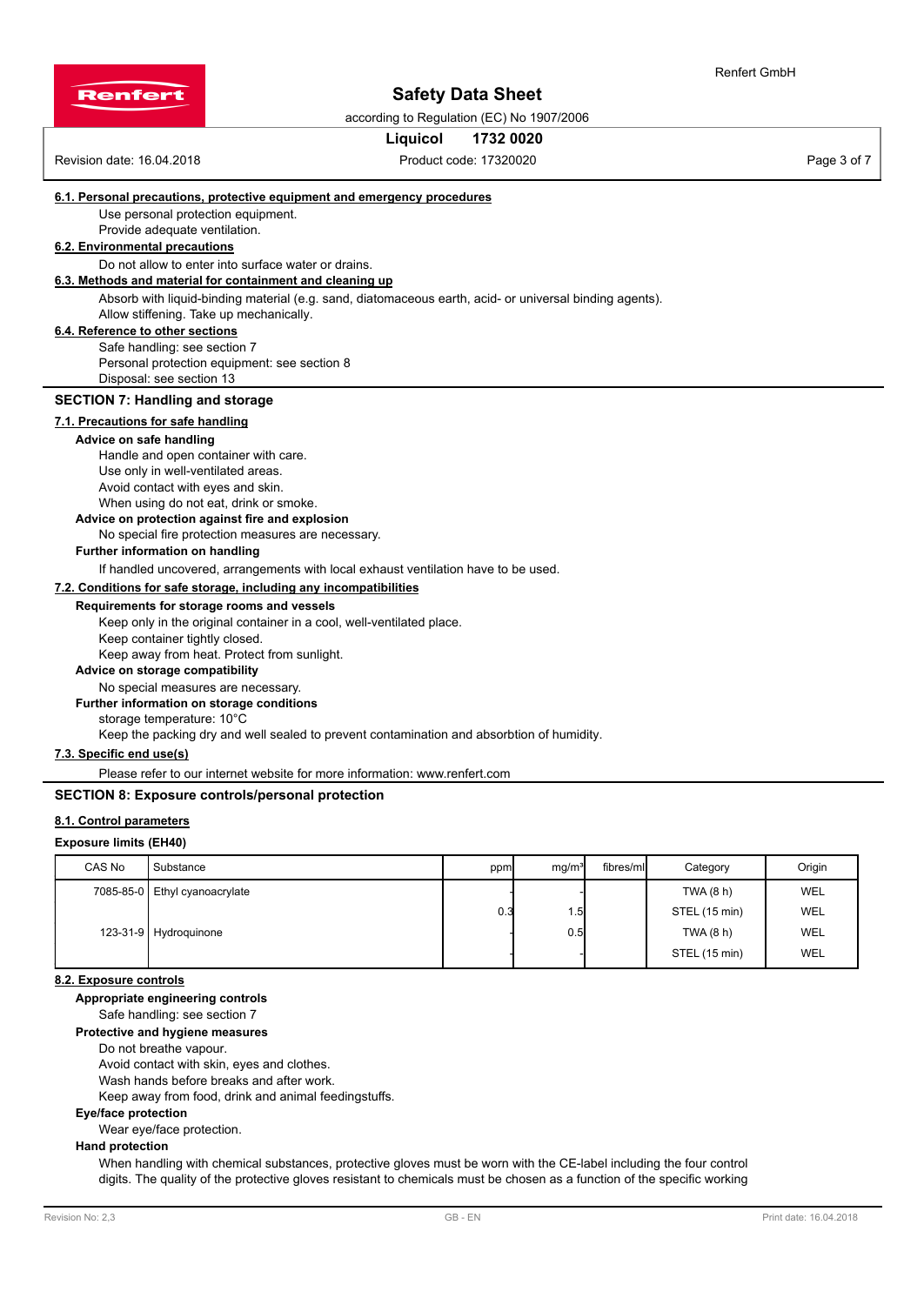### 6.1. Personal precautions, protective equipment and emergency procedures

Use personal protection equipment.
Provide adequate ventilation.

### 6.2. Environmental precautions

Do not allow to enter into surface water or drains.

### 6.3. Methods and material for containment and cleaning up

Absorb with liquid-binding material (e.g. sand, diatomaceous earth, acid- or universal binding agents).
Allow stiffening. Take up mechanically.

### 6.4. Reference to other sections

Safe handling: see section 7
Personal protection equipment: see section 8
Disposal: see section 13

## SECTION 7: Handling and storage

### 7.1. Precautions for safe handling

**Advice on safe handling**

Handle and open container with care.
Use only in well-ventilated areas.
Avoid contact with eyes and skin.
When using do not eat, drink or smoke.

**Advice on protection against fire and explosion**

No special fire protection measures are necessary.

**Further information on handling**

If handled uncovered, arrangements with local exhaust ventilation have to be used.

### 7.2. Conditions for safe storage, including any incompatibilities

**Requirements for storage rooms and vessels**

Keep only in the original container in a cool, well-ventilated place.
Keep container tightly closed.
Keep away from heat. Protect from sunlight.

**Advice on storage compatibility**

No special measures are necessary.

**Further information on storage conditions**

storage temperature: 10°C
Keep the packing dry and well sealed to prevent contamination and absorbtion of humidity.

### 7.3. Specific end use(s)

Please refer to our internet website for more information: www.renfert.com

## SECTION 8: Exposure controls/personal protection

### 8.1. Control parameters

**Exposure limits (EH40)**

| CAS No | Substance | ppm | mg/m³ | fibres/ml | Category | Origin |
|---|---|---|---|---|---|---|
| 7085-85-0 | Ethyl cyanoacrylate | - | - | | TWA (8 h) | WEL |
| | | 0.3 | 1.5 | | STEL (15 min) | WEL |
| 123-31-9 | Hydroquinone | - | 0.5 | | TWA (8 h) | WEL |
| | | - | - | | STEL (15 min) | WEL |

### 8.2. Exposure controls

**Appropriate engineering controls**

Safe handling: see section 7

**Protective and hygiene measures**

Do not breathe vapour.
Avoid contact with skin, eyes and clothes.
Wash hands before breaks and after work.
Keep away from food, drink and animal feedingstuffs.

**Eye/face protection**

Wear eye/face protection.

**Hand protection**

When handling with chemical substances, protective gloves must be worn with the CE-label including the four control digits. The quality of the protective gloves resistant to chemicals must be chosen as a function of the specific working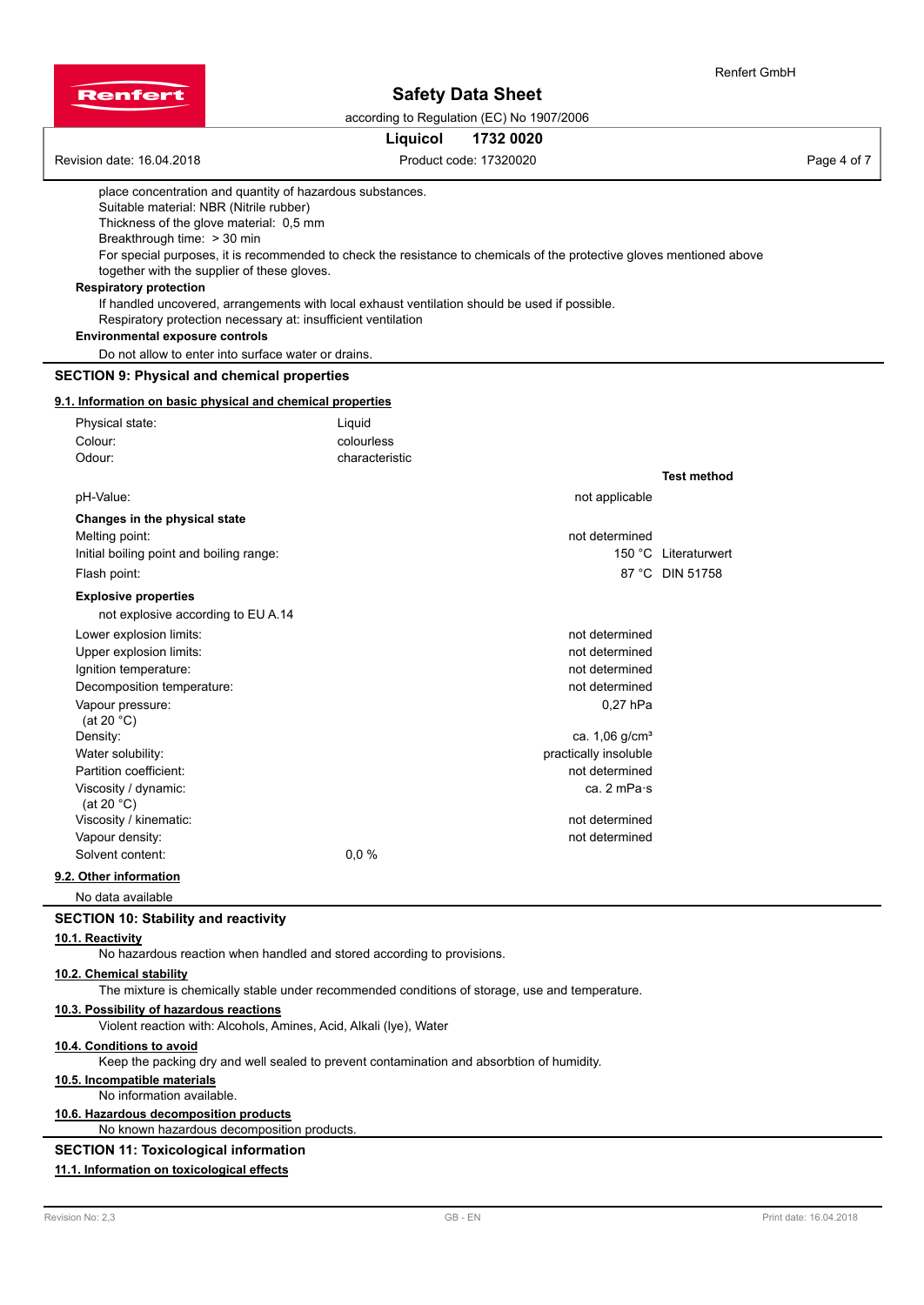place concentration and quantity of hazardous substances.
Suitable material: NBR (Nitrile rubber)
Thickness of the glove material: 0,5 mm
Breakthrough time: > 30 min
For special purposes, it is recommended to check the resistance to chemicals of the protective gloves mentioned above together with the supplier of these gloves.

**Respiratory protection**

If handled uncovered, arrangements with local exhaust ventilation should be used if possible.
Respiratory protection necessary at: insufficient ventilation

**Environmental exposure controls**

Do not allow to enter into surface water or drains.

## SECTION 9: Physical and chemical properties

### 9.1. Information on basic physical and chemical properties

Physical state: Liquid
Colour: colourless
Odour: characteristic

| | | Test method |
|---|---|---|
| pH-Value: | not applicable | |
| **Changes in the physical state** | | |
| Melting point: | not determined | |
| Initial boiling point and boiling range: | 150 °C | Literaturwert |
| Flash point: | 87 °C | DIN 51758 |

**Explosive properties**

not explosive according to EU A.14

| | |
|---|---|
| Lower explosion limits: | not determined |
| Upper explosion limits: | not determined |
| Ignition temperature: | not determined |
| Decomposition temperature: | not determined |
| Vapour pressure: (at 20 °C) | 0,27 hPa |
| Density: | ca. 1,06 g/cm³ |
| Water solubility: | practically insoluble |
| Partition coefficient: | not determined |
| Viscosity / dynamic: (at 20 °C) | ca. 2 mPa·s |
| Viscosity / kinematic: | not determined |
| Vapour density: | not determined |
| Solvent content: | 0,0 % |

### 9.2. Other information

No data available

## SECTION 10: Stability and reactivity

### 10.1. Reactivity

No hazardous reaction when handled and stored according to provisions.

### 10.2. Chemical stability

The mixture is chemically stable under recommended conditions of storage, use and temperature.

### 10.3. Possibility of hazardous reactions

Violent reaction with: Alcohols, Amines, Acid, Alkali (lye), Water

### 10.4. Conditions to avoid

Keep the packing dry and well sealed to prevent contamination and absorbtion of humidity.

### 10.5. Incompatible materials

No information available.

### 10.6. Hazardous decomposition products

No known hazardous decomposition products.

## SECTION 11: Toxicological information

### 11.1. Information on toxicological effects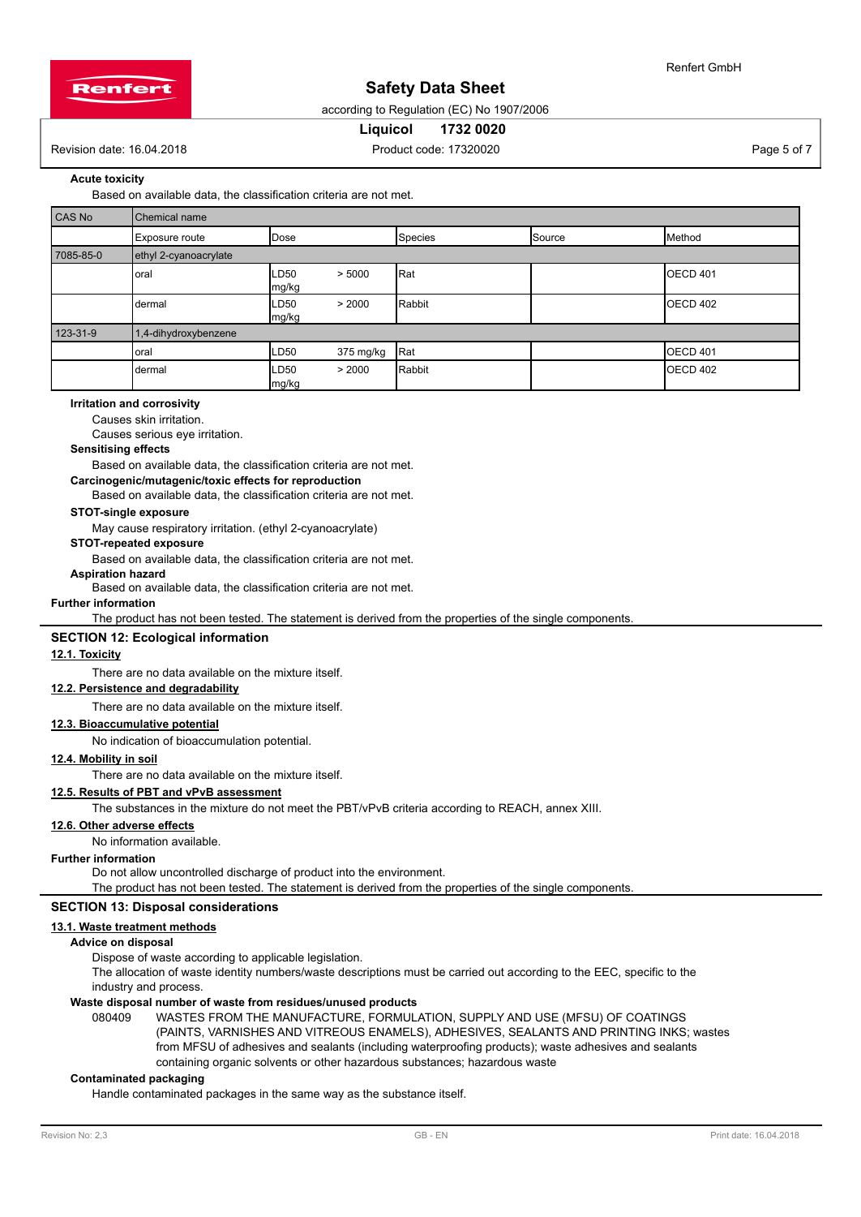**Acute toxicity**

Based on available data, the classification criteria are not met.

| CAS No | Chemical name | | | | |
|---|---|---|---|---|---|
| | Exposure route | Dose | Species | Source | Method |
| 7085-85-0 | ethyl 2-cyanoacrylate | | | | |
| | oral | LD50 > 5000 mg/kg | Rat | | OECD 401 |
| | dermal | LD50 > 2000 mg/kg | Rabbit | | OECD 402 |
| 123-31-9 | 1,4-dihydroxybenzene | | | | |
| | oral | LD50 375 mg/kg | Rat | | OECD 401 |
| | dermal | LD50 > 2000 mg/kg | Rabbit | | OECD 402 |

**Irritation and corrosivity**

Causes skin irritation.

Causes serious eye irritation.

**Sensitising effects**

Based on available data, the classification criteria are not met.

**Carcinogenic/mutagenic/toxic effects for reproduction**

Based on available data, the classification criteria are not met.

**STOT-single exposure**

May cause respiratory irritation. (ethyl 2-cyanoacrylate)

**STOT-repeated exposure**

Based on available data, the classification criteria are not met.

**Aspiration hazard**

Based on available data, the classification criteria are not met.

**Further information**

The product has not been tested. The statement is derived from the properties of the single components.

## SECTION 12: Ecological information

### 12.1. Toxicity

There are no data available on the mixture itself.

### 12.2. Persistence and degradability

There are no data available on the mixture itself.

### 12.3. Bioaccumulative potential

No indication of bioaccumulation potential.

### 12.4. Mobility in soil

There are no data available on the mixture itself.

### 12.5. Results of PBT and vPvB assessment

The substances in the mixture do not meet the PBT/vPvB criteria according to REACH, annex XIII.

### 12.6. Other adverse effects

No information available.

**Further information**

Do not allow uncontrolled discharge of product into the environment.

The product has not been tested. The statement is derived from the properties of the single components.

## SECTION 13: Disposal considerations

### 13.1. Waste treatment methods

**Advice on disposal**

Dispose of waste according to applicable legislation.

The allocation of waste identity numbers/waste descriptions must be carried out according to the EEC, specific to the industry and process.

**Waste disposal number of waste from residues/unused products**

080409 WASTES FROM THE MANUFACTURE, FORMULATION, SUPPLY AND USE (MFSU) OF COATINGS (PAINTS, VARNISHES AND VITREOUS ENAMELS), ADHESIVES, SEALANTS AND PRINTING INKS; wastes from MFSU of adhesives and sealants (including waterproofing products); waste adhesives and sealants containing organic solvents or other hazardous substances; hazardous waste

**Contaminated packaging**

Handle contaminated packages in the same way as the substance itself.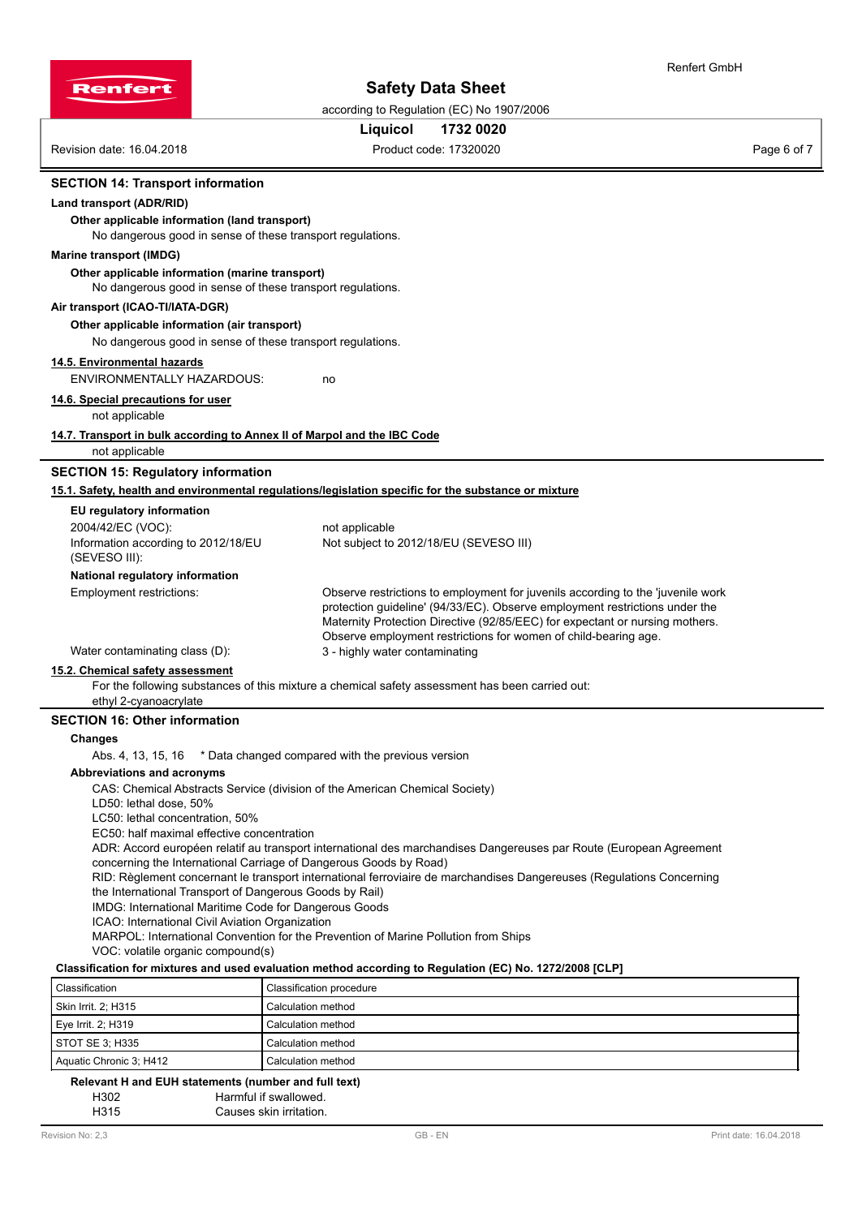## SECTION 14: Transport information

**Land transport (ADR/RID)**

**Other applicable information (land transport)**

No dangerous good in sense of these transport regulations.

**Marine transport (IMDG)**

**Other applicable information (marine transport)**

No dangerous good in sense of these transport regulations.

**Air transport (ICAO-TI/IATA-DGR)**

**Other applicable information (air transport)**

No dangerous good in sense of these transport regulations.

**14.5. Environmental hazards**

ENVIRONMENTALLY HAZARDOUS: no

**14.6. Special precautions for user**

not applicable

**14.7. Transport in bulk according to Annex II of Marpol and the IBC Code**

not applicable

## SECTION 15: Regulatory information

**15.1. Safety, health and environmental regulations/legislation specific for the substance or mixture**

**EU regulatory information**

2004/42/EC (VOC): not applicable

Information according to 2012/18/EU (SEVESO III): Not subject to 2012/18/EU (SEVESO III)

**National regulatory information**

Employment restrictions: Observe restrictions to employment for juvenils according to the 'juvenile work protection guideline' (94/33/EC). Observe employment restrictions under the Maternity Protection Directive (92/85/EEC) for expectant or nursing mothers. Observe employment restrictions for women of child-bearing age.

Water contaminating class (D): 3 - highly water contaminating

**15.2. Chemical safety assessment**

For the following substances of this mixture a chemical safety assessment has been carried out:
ethyl 2-cyanoacrylate

## SECTION 16: Other information

**Changes**

Abs. 4, 13, 15, 16 * Data changed compared with the previous version

**Abbreviations and acronyms**

CAS: Chemical Abstracts Service (division of the American Chemical Society)
LD50: lethal dose, 50%
LC50: lethal concentration, 50%
EC50: half maximal effective concentration
ADR: Accord européen relatif au transport international des marchandises Dangereuses par Route (European Agreement concerning the International Carriage of Dangerous Goods by Road)
RID: Règlement concernant le transport international ferroviaire de marchandises Dangereuses (Regulations Concerning the International Transport of Dangerous Goods by Rail)
IMDG: International Maritime Code for Dangerous Goods
ICAO: International Civil Aviation Organization
MARPOL: International Convention for the Prevention of Marine Pollution from Ships
VOC: volatile organic compound(s)

**Classification for mixtures and used evaluation method according to Regulation (EC) No. 1272/2008 [CLP]**

| Classification | Classification procedure |
|---|---|
| Skin Irrit. 2; H315 | Calculation method |
| Eye Irrit. 2; H319 | Calculation method |
| STOT SE 3; H335 | Calculation method |
| Aquatic Chronic 3; H412 | Calculation method |

**Relevant H and EUH statements (number and full text)**

H302 Harmful if swallowed.
H315 Causes skin irritation.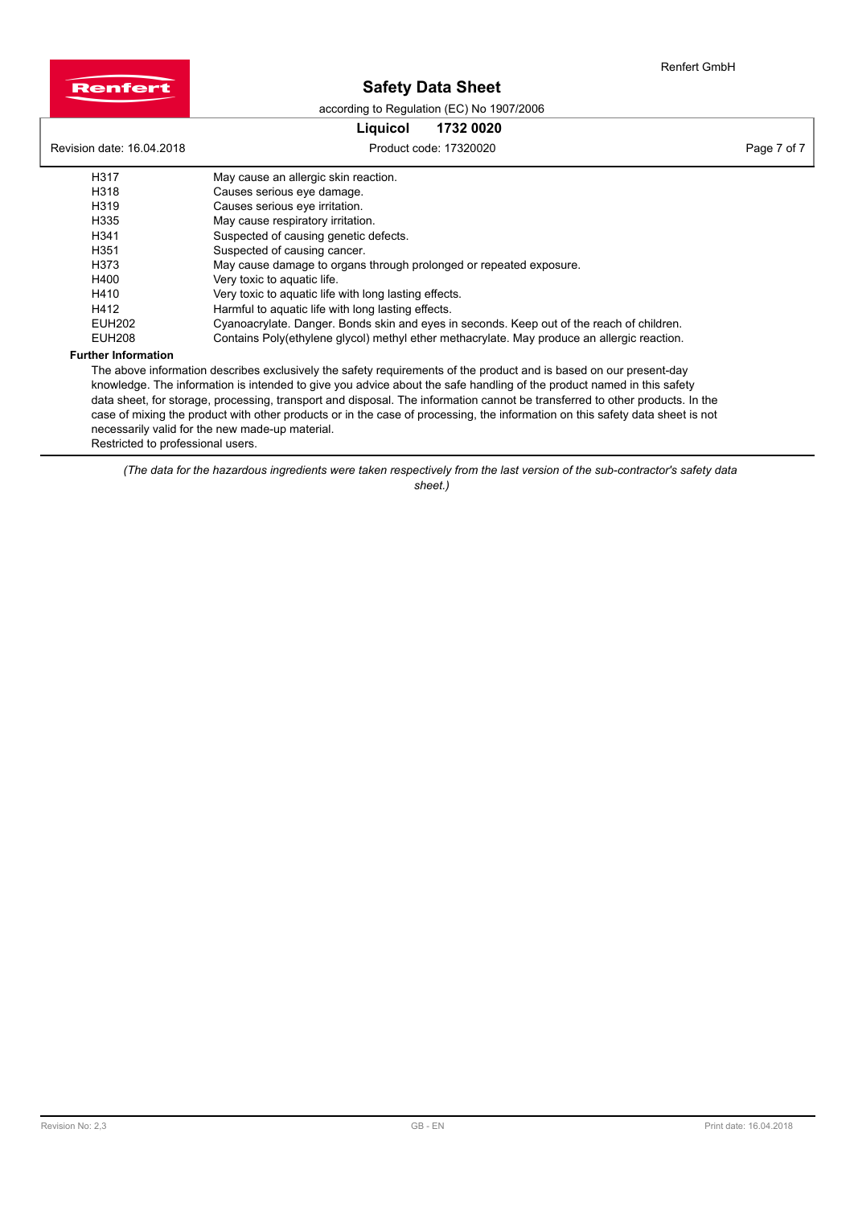| | |
|---|---|
| H317 | May cause an allergic skin reaction. |
| H318 | Causes serious eye damage. |
| H319 | Causes serious eye irritation. |
| H335 | May cause respiratory irritation. |
| H341 | Suspected of causing genetic defects. |
| H351 | Suspected of causing cancer. |
| H373 | May cause damage to organs through prolonged or repeated exposure. |
| H400 | Very toxic to aquatic life. |
| H410 | Very toxic to aquatic life with long lasting effects. |
| H412 | Harmful to aquatic life with long lasting effects. |
| EUH202 | Cyanoacrylate. Danger. Bonds skin and eyes in seconds. Keep out of the reach of children. |
| EUH208 | Contains Poly(ethylene glycol) methyl ether methacrylate. May produce an allergic reaction. |

**Further Information**

The above information describes exclusively the safety requirements of the product and is based on our present-day knowledge. The information is intended to give you advice about the safe handling of the product named in this safety data sheet, for storage, processing, transport and disposal. The information cannot be transferred to other products. In the case of mixing the product with other products or in the case of processing, the information on this safety data sheet is not necessarily valid for the new made-up material.
Restricted to professional users.

*(The data for the hazardous ingredients were taken respectively from the last version of the sub-contractor's safety data sheet.)*